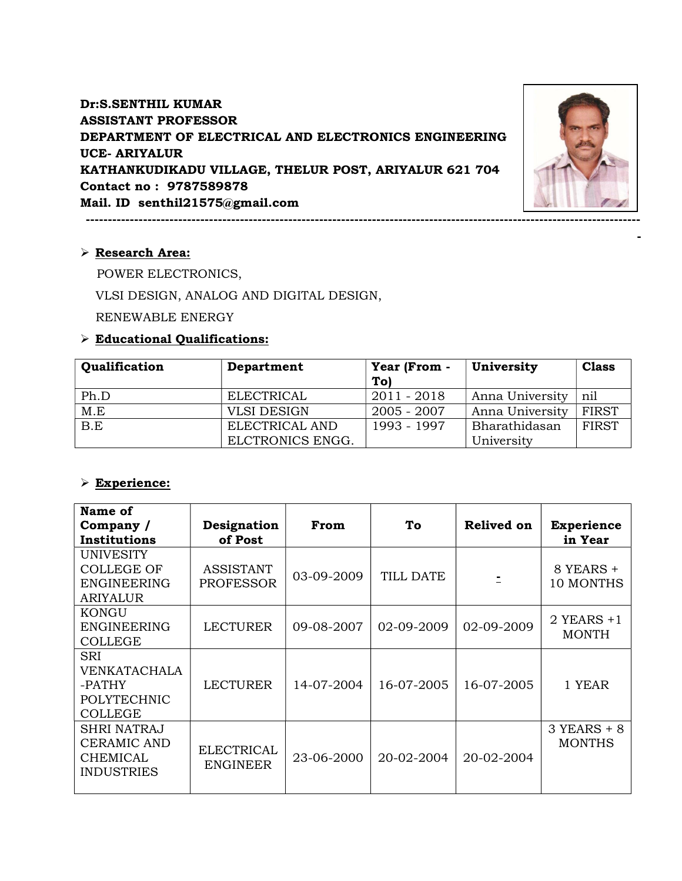**Dr:S.SENTHIL KUMAR**
**ASSISTANT PROFESSOR**
**DEPARTMENT OF ELECTRICAL AND ELECTRONICS ENGINEERING**
**UCE- ARIYALUR**
**KATHANKUDIKADU VILLAGE, THELUR POST, ARIYALUR 621 704**
**Contact no : 9787589878**
**Mail. ID senthil21575@gmail.com**

---

- **Research Area:**

  POWER ELECTRONICS,

  VLSI DESIGN, ANALOG AND DIGITAL DESIGN,

  RENEWABLE ENERGY

- **Educational Qualifications:**

| Qualification | Department | Year (From - To) | University | Class |
|---|---|---|---|---|
| Ph.D | ELECTRICAL | 2011 - 2018 | Anna University | nil |
| M.E | VLSI DESIGN | 2005 - 2007 | Anna University | FIRST |
| B.E | ELECTRICAL AND ELCTRONICS ENGG. | 1993 - 1997 | Bharathidasan University | FIRST |

- **Experience:**

| Name of Company / Institutions | Designation of Post | From | To | Relived on | Experience in Year |
|---|---|---|---|---|---|
| UNIVESITY COLLEGE OF ENGINEERING ARIYALUR | ASSISTANT PROFESSOR | 03-09-2009 | TILL DATE | - | 8 YEARS + 10 MONTHS |
| KONGU ENGINEERING COLLEGE | LECTURER | 09-08-2007 | 02-09-2009 | 02-09-2009 | 2 YEARS +1 MONTH |
| SRI VENKATACHALA -PATHY POLYTECHNIC COLLEGE | LECTURER | 14-07-2004 | 16-07-2005 | 16-07-2005 | 1 YEAR |
| SHRI NATRAJ CERAMIC AND CHEMICAL INDUSTRIES | ELECTRICAL ENGINEER | 23-06-2000 | 20-02-2004 | 20-02-2004 | 3 YEARS + 8 MONTHS |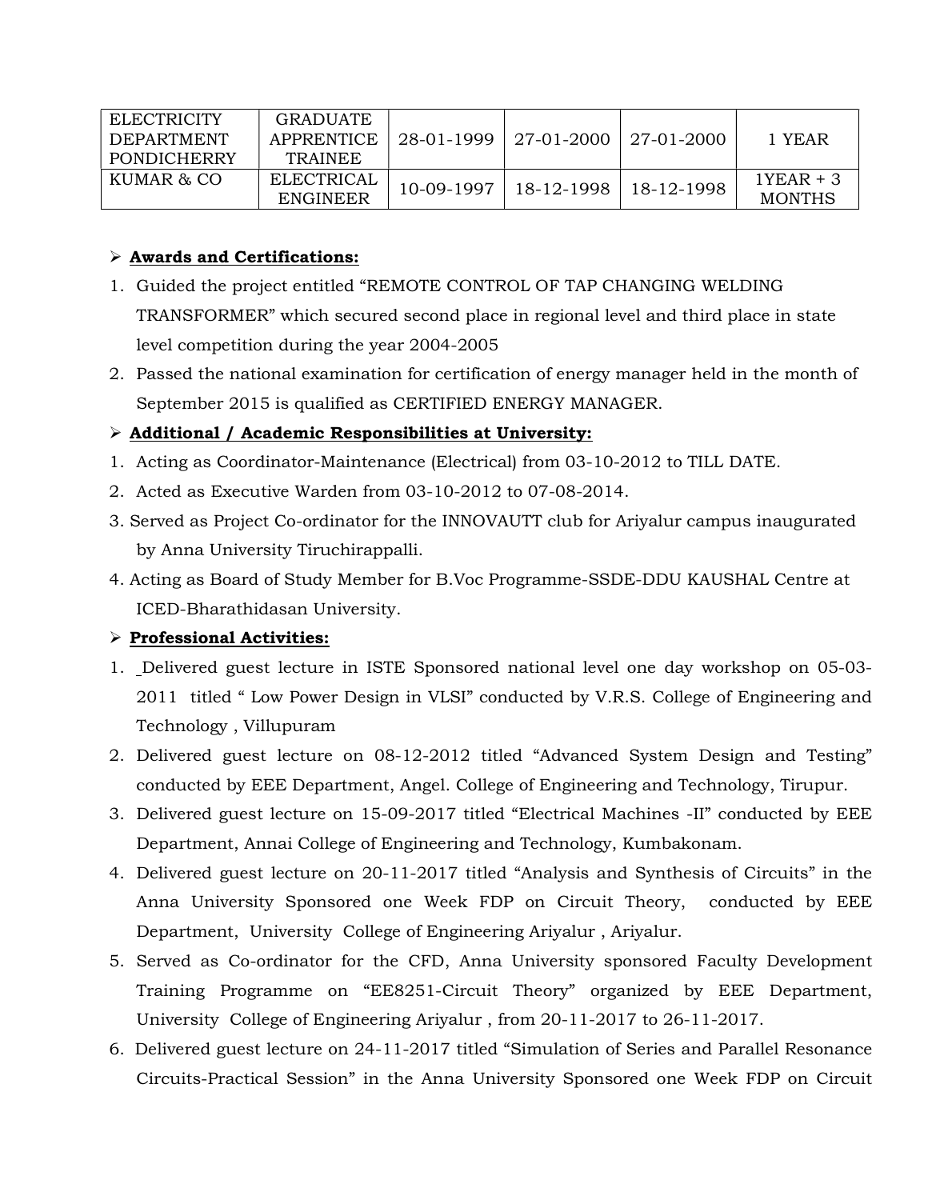| ELECTRICITY DEPARTMENT PONDICHERRY | GRADUATE APPRENTICE TRAINEE | 28-01-1999 | 27-01-2000 | 27-01-2000 | 1 YEAR |
|---|---|---|---|---|---|
| KUMAR & CO | ELECTRICAL ENGINEER | 10-09-1997 | 18-12-1998 | 18-12-1998 | 1YEAR + 3 MONTHS |

- **Awards and Certifications:**

1. Guided the project entitled "REMOTE CONTROL OF TAP CHANGING WELDING TRANSFORMER" which secured second place in regional level and third place in state level competition during the year 2004-2005
2. Passed the national examination for certification of energy manager held in the month of September 2015 is qualified as CERTIFIED ENERGY MANAGER.

- **Additional / Academic Responsibilities at University:**

1. Acting as Coordinator-Maintenance (Electrical) from 03-10-2012 to TILL DATE.
2. Acted as Executive Warden from 03-10-2012 to 07-08-2014.
3. Served as Project Co-ordinator for the INNOVAUTT club for Ariyalur campus inaugurated by Anna University Tiruchirappalli.
4. Acting as Board of Study Member for B.Voc Programme-SSDE-DDU KAUSHAL Centre at ICED-Bharathidasan University.

- **Professional Activities:**

1. Delivered guest lecture in ISTE Sponsored national level one day workshop on 05-03-2011 titled " Low Power Design in VLSI" conducted by V.R.S. College of Engineering and Technology , Villupuram
2. Delivered guest lecture on 08-12-2012 titled "Advanced System Design and Testing" conducted by EEE Department, Angel. College of Engineering and Technology, Tirupur.
3. Delivered guest lecture on 15-09-2017 titled "Electrical Machines -II" conducted by EEE Department, Annai College of Engineering and Technology, Kumbakonam.
4. Delivered guest lecture on 20-11-2017 titled "Analysis and Synthesis of Circuits" in the Anna University Sponsored one Week FDP on Circuit Theory, conducted by EEE Department, University College of Engineering Ariyalur , Ariyalur.
5. Served as Co-ordinator for the CFD, Anna University sponsored Faculty Development Training Programme on "EE8251-Circuit Theory" organized by EEE Department, University College of Engineering Ariyalur , from 20-11-2017 to 26-11-2017.
6. Delivered guest lecture on 24-11-2017 titled "Simulation of Series and Parallel Resonance Circuits-Practical Session" in the Anna University Sponsored one Week FDP on Circuit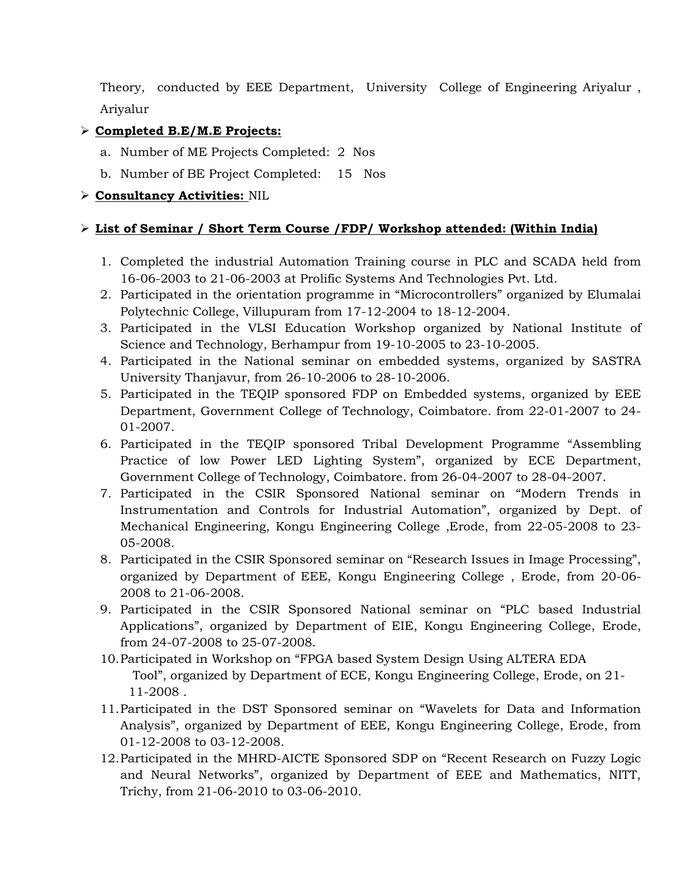Theory, conducted by EEE Department, University College of Engineering Ariyalur, Ariyalur

- **Completed B.E/M.E Projects:**
  a. Number of ME Projects Completed: 2 Nos
  b. Number of BE Project Completed: 15 Nos

- **Consultancy Activities:** NIL

- **List of Seminar / Short Term Course /FDP/ Workshop attended: (Within India)**

1. Completed the industrial Automation Training course in PLC and SCADA held from 16-06-2003 to 21-06-2003 at Prolific Systems And Technologies Pvt. Ltd.
2. Participated in the orientation programme in "Microcontrollers" organized by Elumalai Polytechnic College, Villupuram from 17-12-2004 to 18-12-2004.
3. Participated in the VLSI Education Workshop organized by National Institute of Science and Technology, Berhampur from 19-10-2005 to 23-10-2005.
4. Participated in the National seminar on embedded systems, organized by SASTRA University Thanjavur, from 26-10-2006 to 28-10-2006.
5. Participated in the TEQIP sponsored FDP on Embedded systems, organized by EEE Department, Government College of Technology, Coimbatore. from 22-01-2007 to 24-01-2007.
6. Participated in the TEQIP sponsored Tribal Development Programme "Assembling Practice of low Power LED Lighting System", organized by ECE Department, Government College of Technology, Coimbatore. from 26-04-2007 to 28-04-2007.
7. Participated in the CSIR Sponsored National seminar on "Modern Trends in Instrumentation and Controls for Industrial Automation", organized by Dept. of Mechanical Engineering, Kongu Engineering College ,Erode, from 22-05-2008 to 23-05-2008.
8. Participated in the CSIR Sponsored seminar on "Research Issues in Image Processing", organized by Department of EEE, Kongu Engineering College , Erode, from 20-06-2008 to 21-06-2008.
9. Participated in the CSIR Sponsored National seminar on "PLC based Industrial Applications", organized by Department of EIE, Kongu Engineering College, Erode, from 24-07-2008 to 25-07-2008.
10. Participated in Workshop on "FPGA based System Design Using ALTERA EDA Tool", organized by Department of ECE, Kongu Engineering College, Erode, on 21-11-2008 .
11. Participated in the DST Sponsored seminar on "Wavelets for Data and Information Analysis", organized by Department of EEE, Kongu Engineering College, Erode, from 01-12-2008 to 03-12-2008.
12. Participated in the MHRD-AICTE Sponsored SDP on "Recent Research on Fuzzy Logic and Neural Networks", organized by Department of EEE and Mathematics, NITT, Trichy, from 21-06-2010 to 03-06-2010.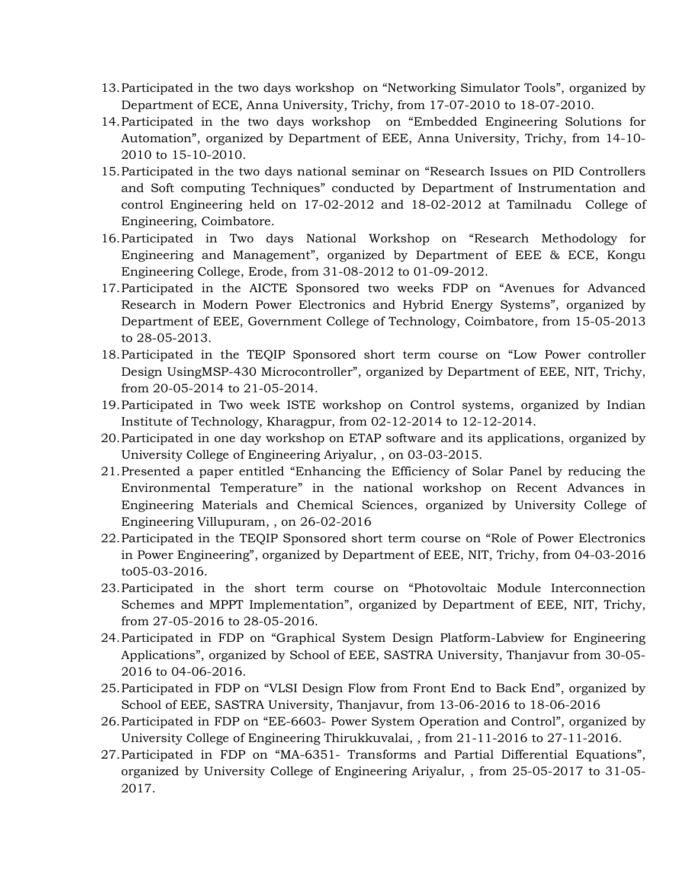13. Participated in the two days workshop on “Networking Simulator Tools”, organized by Department of ECE, Anna University, Trichy, from 17-07-2010 to 18-07-2010.
14. Participated in the two days workshop on “Embedded Engineering Solutions for Automation”, organized by Department of EEE, Anna University, Trichy, from 14-10-2010 to 15-10-2010.
15. Participated in the two days national seminar on “Research Issues on PID Controllers and Soft computing Techniques” conducted by Department of Instrumentation and control Engineering held on 17-02-2012 and 18-02-2012 at Tamilnadu College of Engineering, Coimbatore.
16. Participated in Two days National Workshop on “Research Methodology for Engineering and Management”, organized by Department of EEE & ECE, Kongu Engineering College, Erode, from 31-08-2012 to 01-09-2012.
17. Participated in the AICTE Sponsored two weeks FDP on “Avenues for Advanced Research in Modern Power Electronics and Hybrid Energy Systems”, organized by Department of EEE, Government College of Technology, Coimbatore, from 15-05-2013 to 28-05-2013.
18. Participated in the TEQIP Sponsored short term course on “Low Power controller Design UsingMSP-430 Microcontroller”, organized by Department of EEE, NIT, Trichy, from 20-05-2014 to 21-05-2014.
19. Participated in Two week ISTE workshop on Control systems, organized by Indian Institute of Technology, Kharagpur, from 02-12-2014 to 12-12-2014.
20. Participated in one day workshop on ETAP software and its applications, organized by University College of Engineering Ariyalur, , on 03-03-2015.
21. Presented a paper entitled “Enhancing the Efficiency of Solar Panel by reducing the Environmental Temperature” in the national workshop on Recent Advances in Engineering Materials and Chemical Sciences, organized by University College of Engineering Villupuram, , on 26-02-2016
22. Participated in the TEQIP Sponsored short term course on “Role of Power Electronics in Power Engineering”, organized by Department of EEE, NIT, Trichy, from 04-03-2016 to05-03-2016.
23. Participated in the short term course on “Photovoltaic Module Interconnection Schemes and MPPT Implementation”, organized by Department of EEE, NIT, Trichy, from 27-05-2016 to 28-05-2016.
24. Participated in FDP on “Graphical System Design Platform-Labview for Engineering Applications”, organized by School of EEE, SASTRA University, Thanjavur from 30-05-2016 to 04-06-2016.
25. Participated in FDP on “VLSI Design Flow from Front End to Back End”, organized by School of EEE, SASTRA University, Thanjavur, from 13-06-2016 to 18-06-2016
26. Participated in FDP on “EE-6603- Power System Operation and Control”, organized by University College of Engineering Thirukkuvalai, , from 21-11-2016 to 27-11-2016.
27. Participated in FDP on “MA-6351- Transforms and Partial Differential Equations”, organized by University College of Engineering Ariyalur, , from 25-05-2017 to 31-05-2017.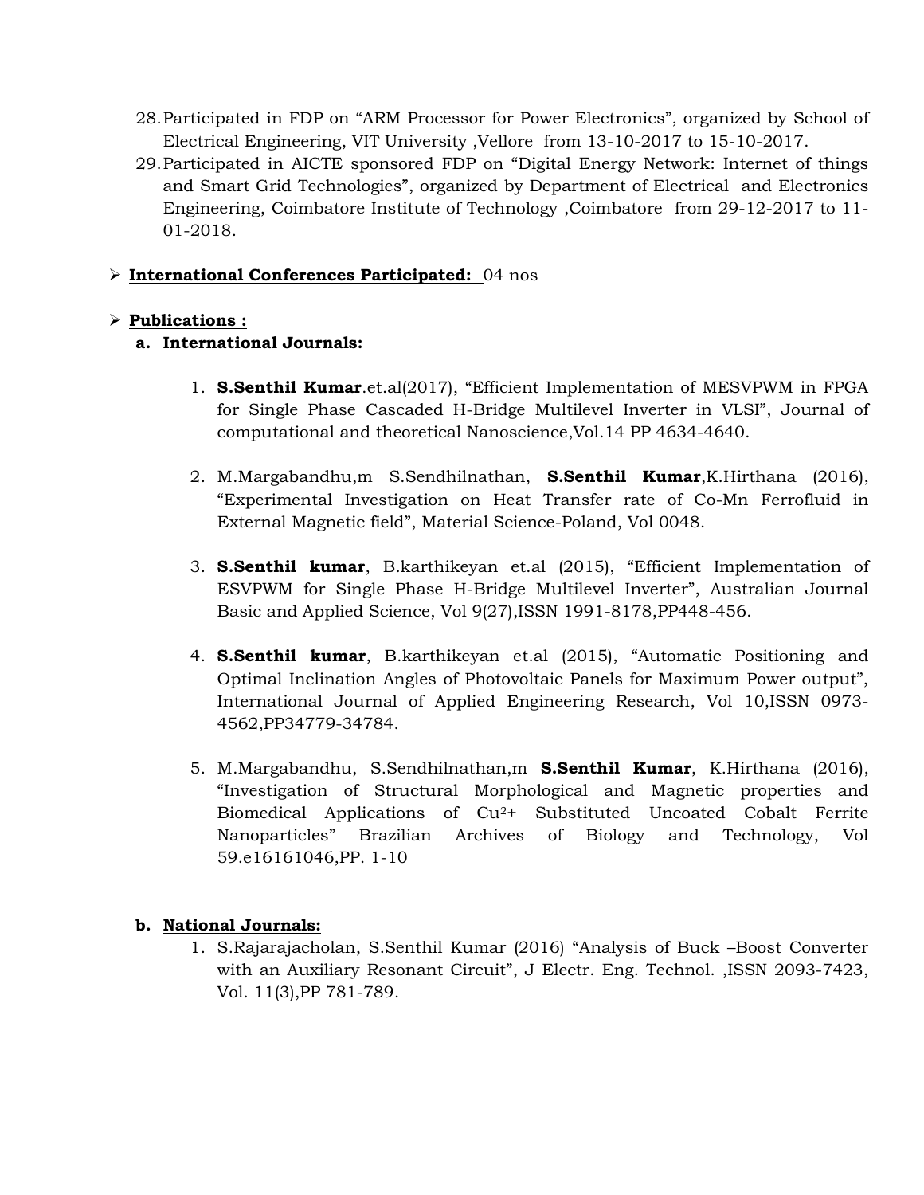28. Participated in FDP on “ARM Processor for Power Electronics”, organized by School of Electrical Engineering, VIT University ,Vellore from 13-10-2017 to 15-10-2017.
29. Participated in AICTE sponsored FDP on “Digital Energy Network: Internet of things and Smart Grid Technologies”, organized by Department of Electrical and Electronics Engineering, Coimbatore Institute of Technology ,Coimbatore from 29-12-2017 to 11-01-2018.

- **International Conferences Participated:** 04 nos

- **Publications :**

  **a. International Journals:**

  1. **S.Senthil Kumar**.et.al(2017), “Efficient Implementation of MESVPWM in FPGA for Single Phase Cascaded H-Bridge Multilevel Inverter in VLSI”, Journal of computational and theoretical Nanoscience,Vol.14 PP 4634-4640.

  2. M.Margabandhu,m S.Sendhilnathan, **S.Senthil Kumar**,K.Hirthana (2016), “Experimental Investigation on Heat Transfer rate of Co-Mn Ferrofluid in External Magnetic field”, Material Science-Poland, Vol 0048.

  3. **S.Senthil kumar**, B.karthikeyan et.al (2015), “Efficient Implementation of ESVPWM for Single Phase H-Bridge Multilevel Inverter”, Australian Journal Basic and Applied Science, Vol 9(27),ISSN 1991-8178,PP448-456.

  4. **S.Senthil kumar**, B.karthikeyan et.al (2015), “Automatic Positioning and Optimal Inclination Angles of Photovoltaic Panels for Maximum Power output”, International Journal of Applied Engineering Research, Vol 10,ISSN 0973-4562,PP34779-34784.

  5. M.Margabandhu, S.Sendhilnathan,m **S.Senthil Kumar**, K.Hirthana (2016), “Investigation of Structural Morphological and Magnetic properties and Biomedical Applications of $Cu^{2+}$ Substituted Uncoated Cobalt Ferrite Nanoparticles” Brazilian Archives of Biology and Technology, Vol 59.e16161046,PP. 1-10

  **b. National Journals:**

  1. S.Rajarajacholan, S.Senthil Kumar (2016) “Analysis of Buck –Boost Converter with an Auxiliary Resonant Circuit”, J Electr. Eng. Technol. ,ISSN 2093-7423, Vol. 11(3),PP 781-789.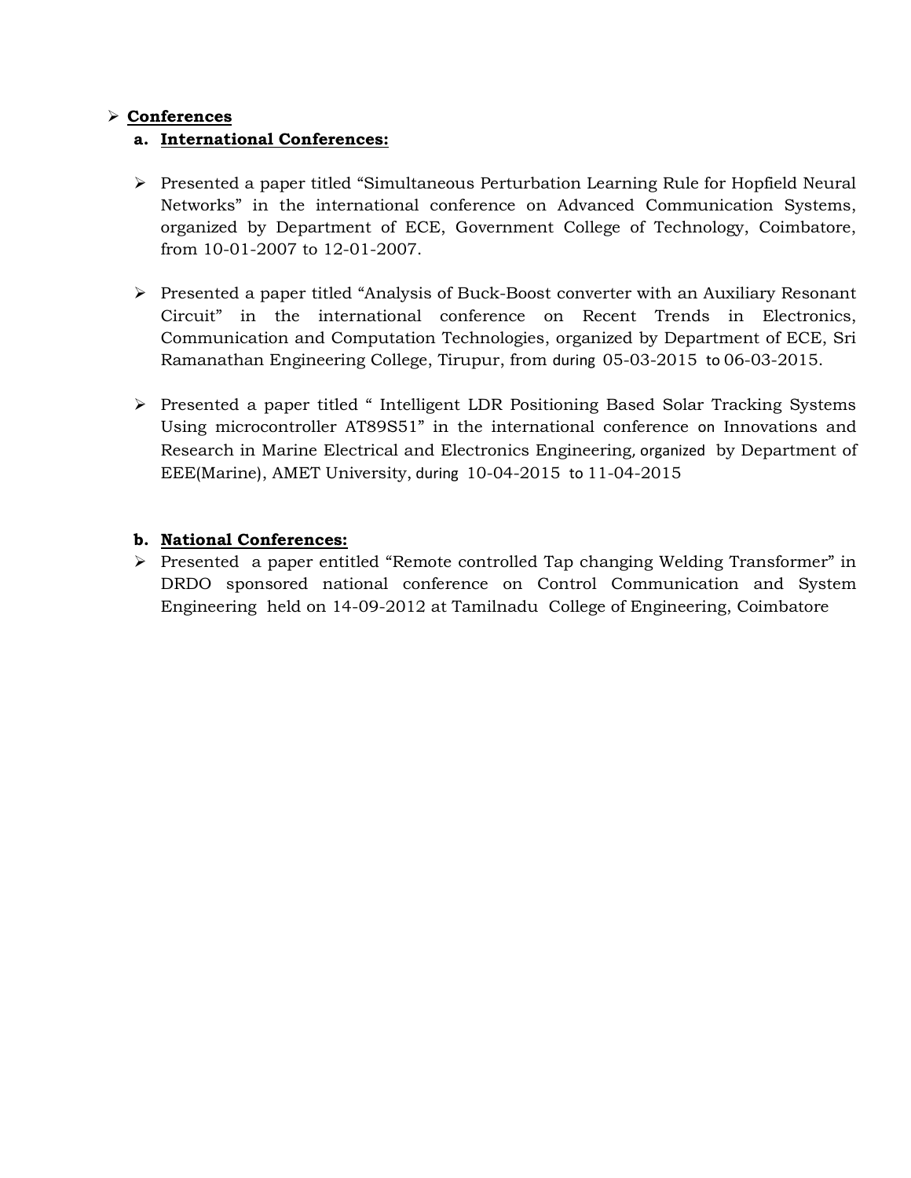- **Conferences**

  a. **International Conferences:**

- Presented a paper titled "Simultaneous Perturbation Learning Rule for Hopfield Neural Networks" in the international conference on Advanced Communication Systems, organized by Department of ECE, Government College of Technology, Coimbatore, from 10-01-2007 to 12-01-2007.

- Presented a paper titled "Analysis of Buck-Boost converter with an Auxiliary Resonant Circuit" in the international conference on Recent Trends in Electronics, Communication and Computation Technologies, organized by Department of ECE, Sri Ramanathan Engineering College, Tirupur, from during 05-03-2015 to 06-03-2015.

- Presented a paper titled " Intelligent LDR Positioning Based Solar Tracking Systems Using microcontroller AT89S51" in the international conference on Innovations and Research in Marine Electrical and Electronics Engineering, organized by Department of EEE(Marine), AMET University, during 10-04-2015 to 11-04-2015

  b. **National Conferences:**

- Presented a paper entitled "Remote controlled Tap changing Welding Transformer" in DRDO sponsored national conference on Control Communication and System Engineering held on 14-09-2012 at Tamilnadu College of Engineering, Coimbatore